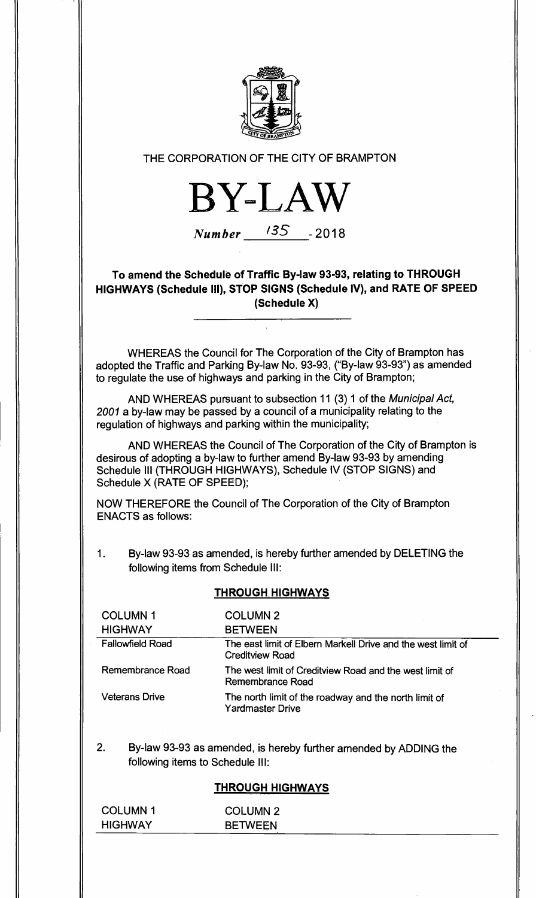THE CORPORATION OF THE CITY OF BRAMPTON

# BY-LAW

*Number* 135 - 2018

## To amend the Schedule of Traffic By-law 93-93, relating to THROUGH HIGHWAYS (Schedule III), STOP SIGNS (Schedule IV), and RATE OF SPEED (Schedule X)

WHEREAS the Council for The Corporation of the City of Brampton has adopted the Traffic and Parking By-law No. 93-93, ("By-law 93-93") as amended to regulate the use of highways and parking in the City of Brampton;

AND WHEREAS pursuant to subsection 11 (3) 1 of the *Municipal Act, 2001* a by-law may be passed by a council of a municipality relating to the regulation of highways and parking within the municipality;

AND WHEREAS the Council of The Corporation of the City of Brampton is desirous of adopting a by-law to further amend By-law 93-93 by amending Schedule III (THROUGH HIGHWAYS), Schedule IV (STOP SIGNS) and Schedule X (RATE OF SPEED);

NOW THEREFORE the Council of The Corporation of the City of Brampton ENACTS as follows:

1. By-law 93-93 as amended, is hereby further amended by DELETING the following items from Schedule III:

**THROUGH HIGHWAYS**

| COLUMN 1<br>HIGHWAY | COLUMN 2<br>BETWEEN |
|---|---|
| Fallowfield Road | The east limit of Elbern Markell Drive and the west limit of Creditview Road |
| Remembrance Road | The west limit of Creditview Road and the west limit of Remembrance Road |
| Veterans Drive | The north limit of the roadway and the north limit of Yardmaster Drive |

2. By-law 93-93 as amended, is hereby further amended by ADDING the following items to Schedule III:

**THROUGH HIGHWAYS**

| COLUMN 1<br>HIGHWAY | COLUMN 2<br>BETWEEN |
|---|---|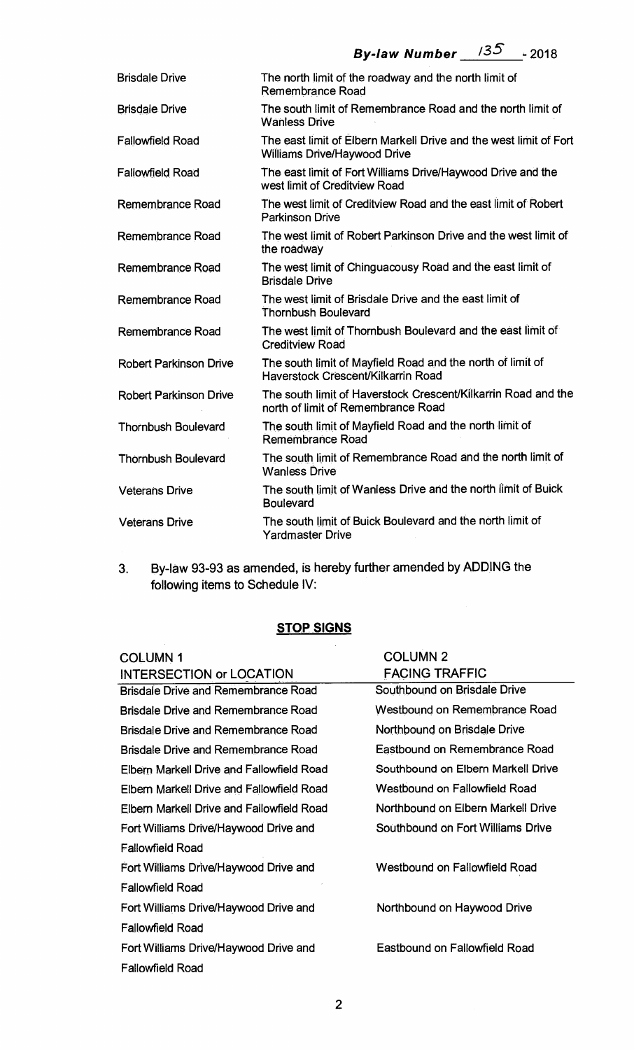| | |
|---|---|
| Brisdale Drive | The north limit of the roadway and the north limit of Remembrance Road |
| Brisdale Drive | The south limit of Remembrance Road and the north limit of Wanless Drive |
| Fallowfield Road | The east limit of Elbern Markell Drive and the west limit of Fort Williams Drive/Haywood Drive |
| Fallowfield Road | The east limit of Fort Williams Drive/Haywood Drive and the west limit of Creditview Road |
| Remembrance Road | The west limit of Creditview Road and the east limit of Robert Parkinson Drive |
| Remembrance Road | The west limit of Robert Parkinson Drive and the west limit of the roadway |
| Remembrance Road | The west limit of Chinguacousy Road and the east limit of Brisdale Drive |
| Remembrance Road | The west limit of Brisdale Drive and the east limit of Thornbush Boulevard |
| Remembrance Road | The west limit of Thornbush Boulevard and the east limit of Creditview Road |
| Robert Parkinson Drive | The south limit of Mayfield Road and the north of limit of Haverstock Crescent/Kilkarrin Road |
| Robert Parkinson Drive | The south limit of Haverstock Crescent/Kilkarrin Road and the north of limit of Remembrance Road |
| Thornbush Boulevard | The south limit of Mayfield Road and the north limit of Remembrance Road |
| Thornbush Boulevard | The south limit of Remembrance Road and the north limit of Wanless Drive |
| Veterans Drive | The south limit of Wanless Drive and the north limit of Buick Boulevard |
| Veterans Drive | The south limit of Buick Boulevard and the north limit of Yardmaster Drive |

3. By-law 93-93 as amended, is hereby further amended by ADDING the following items to Schedule IV:

## STOP SIGNS

| COLUMN 1<br>INTERSECTION or LOCATION | COLUMN 2<br>FACING TRAFFIC |
|---|---|
| Brisdale Drive and Remembrance Road | Southbound on Brisdale Drive |
| Brisdale Drive and Remembrance Road | Westbound on Remembrance Road |
| Brisdale Drive and Remembrance Road | Northbound on Brisdale Drive |
| Brisdale Drive and Remembrance Road | Eastbound on Remembrance Road |
| Elbern Markell Drive and Fallowfield Road | Southbound on Elbern Markell Drive |
| Elbern Markell Drive and Fallowfield Road | Westbound on Fallowfield Road |
| Elbern Markell Drive and Fallowfield Road | Northbound on Elbern Markell Drive |
| Fort Williams Drive/Haywood Drive and Fallowfield Road | Southbound on Fort Williams Drive |
| Fort Williams Drive/Haywood Drive and Fallowfield Road | Westbound on Fallowfield Road |
| Fort Williams Drive/Haywood Drive and Fallowfield Road | Northbound on Haywood Drive |
| Fort Williams Drive/Haywood Drive and Fallowfield Road | Eastbound on Fallowfield Road |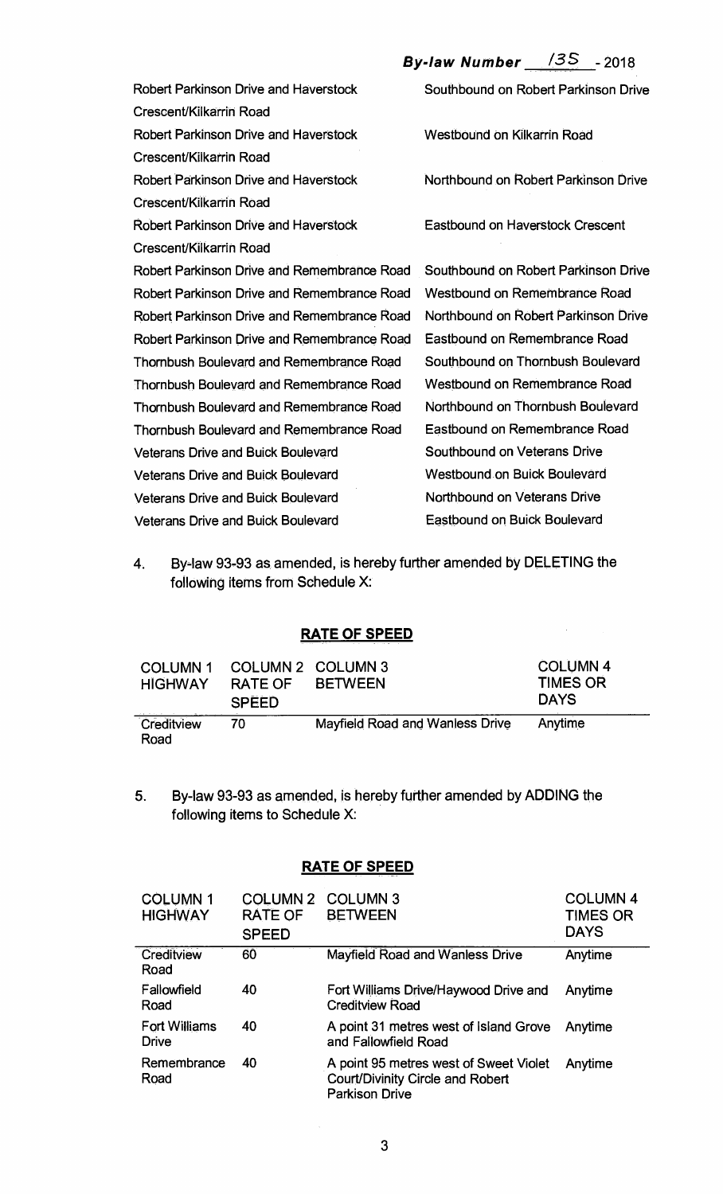***By-law Number 135 - 2018***

| | |
|---|---|
| Robert Parkinson Drive and Haverstock Crescent/Kilkarrin Road | Southbound on Robert Parkinson Drive |
| Robert Parkinson Drive and Haverstock Crescent/Kilkarrin Road | Westbound on Kilkarrin Road |
| Robert Parkinson Drive and Haverstock Crescent/Kilkarrin Road | Northbound on Robert Parkinson Drive |
| Robert Parkinson Drive and Haverstock Crescent/Kilkarrin Road | Eastbound on Haverstock Crescent |
| Robert Parkinson Drive and Remembrance Road | Southbound on Robert Parkinson Drive |
| Robert Parkinson Drive and Remembrance Road | Westbound on Remembrance Road |
| Robert Parkinson Drive and Remembrance Road | Northbound on Robert Parkinson Drive |
| Robert Parkinson Drive and Remembrance Road | Eastbound on Remembrance Road |
| Thornbush Boulevard and Remembrance Road | Southbound on Thornbush Boulevard |
| Thornbush Boulevard and Remembrance Road | Westbound on Remembrance Road |
| Thornbush Boulevard and Remembrance Road | Northbound on Thornbush Boulevard |
| Thornbush Boulevard and Remembrance Road | Eastbound on Remembrance Road |
| Veterans Drive and Buick Boulevard | Southbound on Veterans Drive |
| Veterans Drive and Buick Boulevard | Westbound on Buick Boulevard |
| Veterans Drive and Buick Boulevard | Northbound on Veterans Drive |
| Veterans Drive and Buick Boulevard | Eastbound on Buick Boulevard |

4. By-law 93-93 as amended, is hereby further amended by DELETING the following items from Schedule X:

**RATE OF SPEED**

| COLUMN 1 HIGHWAY | COLUMN 2 RATE OF SPEED | COLUMN 3 BETWEEN | COLUMN 4 TIMES OR DAYS |
|---|---|---|---|
| Creditview Road | 70 | Mayfield Road and Wanless Drive | Anytime |

5. By-law 93-93 as amended, is hereby further amended by ADDING the following items to Schedule X:

**RATE OF SPEED**

| COLUMN 1 HIGHWAY | COLUMN 2 RATE OF SPEED | COLUMN 3 BETWEEN | COLUMN 4 TIMES OR DAYS |
|---|---|---|---|
| Creditview Road | 60 | Mayfield Road and Wanless Drive | Anytime |
| Fallowfield Road | 40 | Fort Williams Drive/Haywood Drive and Creditview Road | Anytime |
| Fort Williams Drive | 40 | A point 31 metres west of Island Grove and Fallowfield Road | Anytime |
| Remembrance Road | 40 | A point 95 metres west of Sweet Violet Court/Divinity Circle and Robert Parkison Drive | Anytime |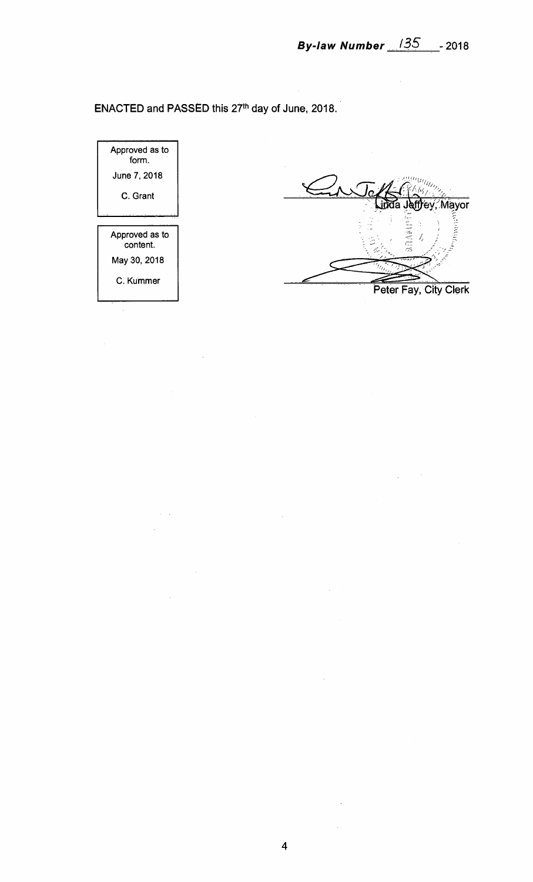**By-law Number 135 - 2018**

ENACTED and PASSED this 27th day of June, 2018.

| |
|---|
| Approved as to form. |
| June 7, 2018 |
| C. Grant |

| |
|---|
| Approved as to content. |
| May 30, 2018 |
| C. Kummer |

Linda Jeffrey, Mayor

Peter Fay, City Clerk